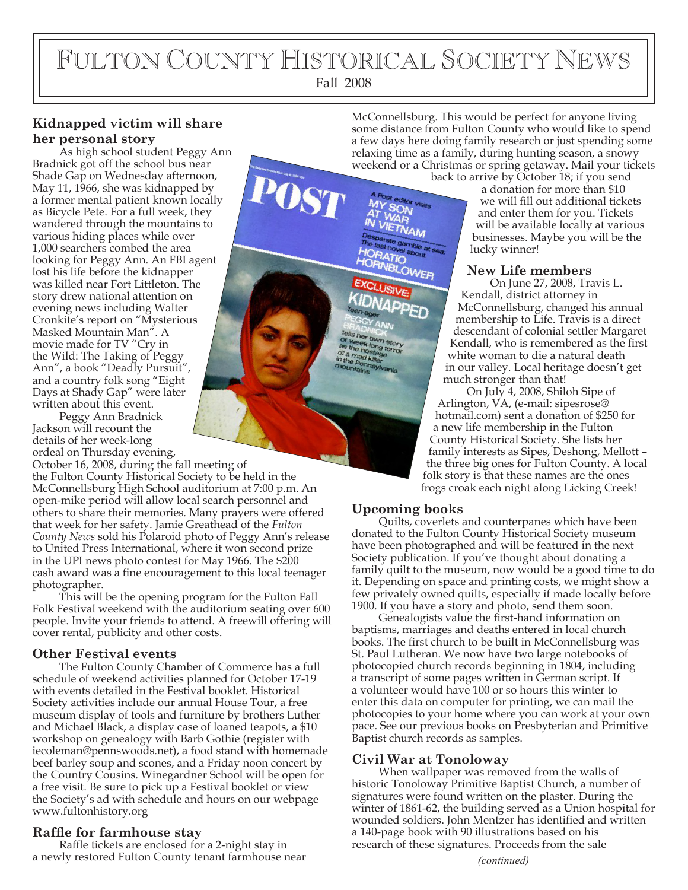# Fulton County Historical Society News

Fall 2008

## Kidnapped victim will share her personal story

As high school student Peggy Ann Bradnick got off the school bus near Shade Gap on Wednesday afternoon, May 11, 1966, she was kidnapped by a former mental patient known locally as Bicycle Pete. For a full week, they wandered through the mountains to various hiding places while over 1,000 searchers combed the area looking for Peggy Ann. An FBI agent lost his life before the kidnapper was killed near Fort Littleton. The story drew national attention on evening news including Walter Cronkite's report on "Mysterious Masked Mountain Man". A movie made for TV "Cry in the Wild: The Taking of Peggy Ann", a book "Deadly Pursuit", and a country folk song "Eight Days at Shady Gap" were later written about this event.

Peggy Ann Bradnick Jackson will recount the details of her week-long ordeal on Thursday evening, October 16, 2008, during the fall meeting of the Fulton County Historical Society to be held in the McConnellsburg High School auditorium at 7:00 p.m. An open-mike period will allow local search personnel and others to share their memories. Many prayers were offered that week for her safety. Jamie Greathead of the *Fulton County News* sold his Polaroid photo of Peggy Ann's release to United Press International, where it won second prize in the UPI news photo contest for May 1966. The $200 cash award was a fine encouragement to this local teenager photographer.

This will be the opening program for the Fulton Fall Folk Festival weekend with the auditorium seating over 600 people. Invite your friends to attend. A freewill offering will cover rental, publicity and other costs.

## Other Festival events

The Fulton County Chamber of Commerce has a full schedule of weekend activities planned for October 17-19 with events detailed in the Festival booklet. Historical Society activities include our annual House Tour, a free museum display of tools and furniture by brothers Luther and Michael Black, a display case of loaned teapots, a $10 workshop on genealogy with Barb Gothie (register with iecoleman@pennswoods.net), a food stand with homemade beef barley soup and scones, and a Friday noon concert by the Country Cousins. Winegardner School will be open for a free visit. Be sure to pick up a Festival booklet or view the Society's ad with schedule and hours on our webpage www.fultonhistory.org

## Raffle for farmhouse stay

Raffle tickets are enclosed for a 2-night stay in a newly restored Fulton County tenant farmhouse near McConnellsburg. This would be perfect for anyone living some distance from Fulton County who would like to spend a few days here doing family research or just spending some relaxing time as a family, during hunting season, a snowy weekend or a Christmas or spring getaway. Mail your tickets back to arrive by October 18; if you send a donation for more than $10 we will fill out additional tickets and enter them for you. Tickets will be available locally at various businesses. Maybe you will be the lucky winner!

## New Life members

On June 27, 2008, Travis L. Kendall, district attorney in McConnellsburg, changed his annual membership to Life. Travis is a direct descendant of colonial settler Margaret Kendall, who is remembered as the first white woman to die a natural death in our valley. Local heritage doesn't get much stronger than that!

On July 4, 2008, Shiloh Sipe of Arlington, VA, (e-mail: sipesrose@hotmail.com) sent a donation of $250 for a new life membership in the Fulton County Historical Society. She lists her family interests as Sipes, Deshong, Mellott – the three big ones for Fulton County. A local folk story is that these names are the ones frogs croak each night along Licking Creek!

## Upcoming books

Quilts, coverlets and counterpanes which have been donated to the Fulton County Historical Society museum have been photographed and will be featured in the next Society publication. If you've thought about donating a family quilt to the museum, now would be a good time to do it. Depending on space and printing costs, we might show a few privately owned quilts, especially if made locally before 1900. If you have a story and photo, send them soon.

Genealogists value the first-hand information on baptisms, marriages and deaths entered in local church books. The first church to be built in McConnellsburg was St. Paul Lutheran. We now have two large notebooks of photocopied church records beginning in 1804, including a transcript of some pages written in German script. If a volunteer would have 100 or so hours this winter to enter this data on computer for printing, we can mail the photocopies to your home where you can work at your own pace. See our previous books on Presbyterian and Primitive Baptist church records as samples.

## Civil War at Tonoloway

When wallpaper was removed from the walls of historic Tonoloway Primitive Baptist Church, a number of signatures were found written on the plaster. During the winter of 1861-62, the building served as a Union hospital for wounded soldiers. John Mentzer has identified and written a 140-page book with 90 illustrations based on his research of these signatures. Proceeds from the sale

*(continued)*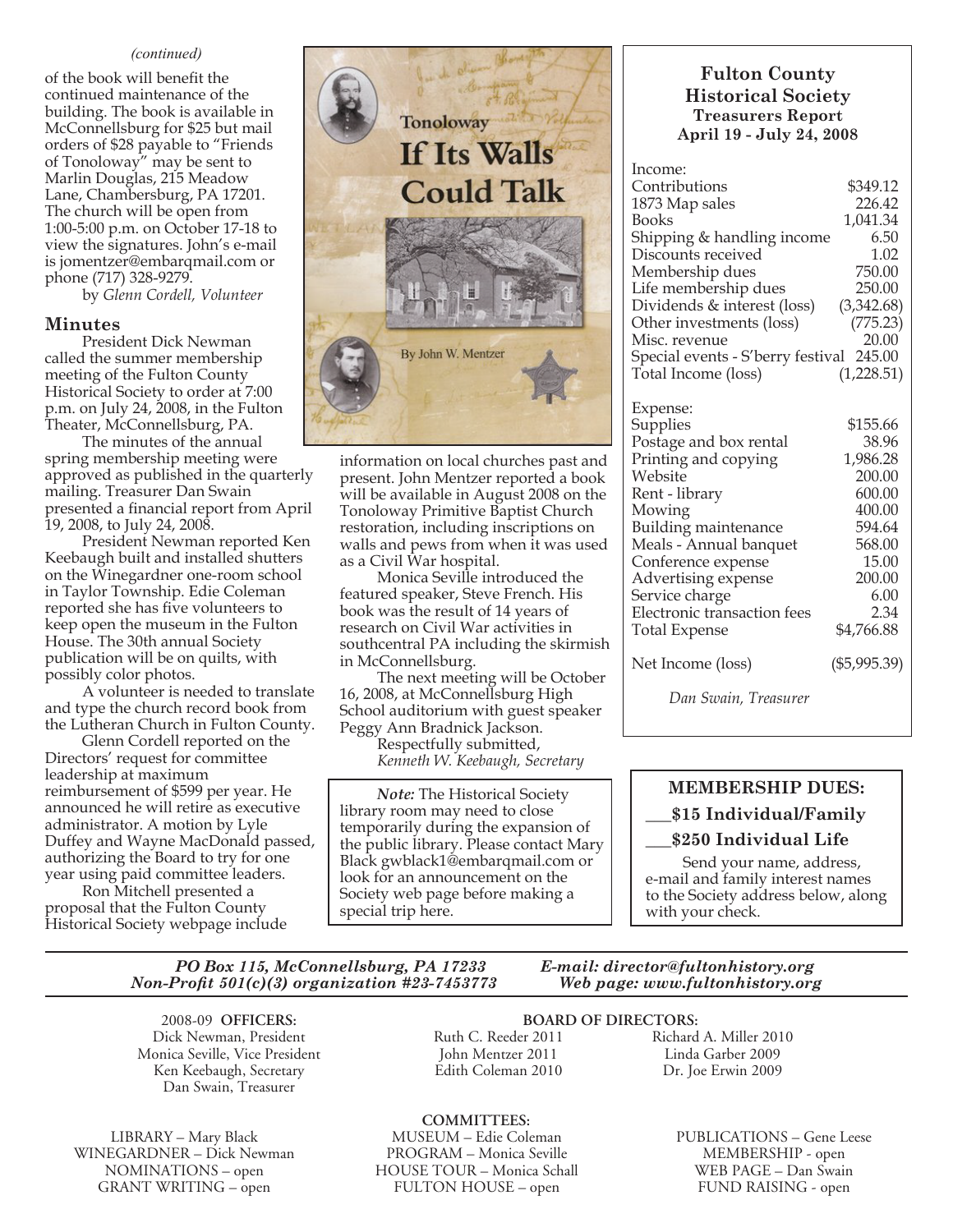*(continued)*

of the book will benefit the continued maintenance of the building. The book is available in McConnellsburg for $25 but mail orders of $28 payable to "Friends of Tonoloway" may be sent to Marlin Douglas, 215 Meadow Lane, Chambersburg, PA 17201. The church will be open from 1:00-5:00 p.m. on October 17-18 to view the signatures. John's e-mail is jomentzer@embarqmail.com or phone (717) 328-9279.

by *Glenn Cordell, Volunteer*

## Minutes

President Dick Newman called the summer membership meeting of the Fulton County Historical Society to order at 7:00 p.m. on July 24, 2008, in the Fulton Theater, McConnellsburg, PA.

The minutes of the annual spring membership meeting were approved as published in the quarterly mailing. Treasurer Dan Swain presented a financial report from April 19, 2008, to July 24, 2008.

President Newman reported Ken Keebaugh built and installed shutters on the Winegardner one-room school in Taylor Township. Edie Coleman reported she has five volunteers to keep open the museum in the Fulton House. The 30th annual Society publication will be on quilts, with possibly color photos.

A volunteer is needed to translate and type the church record book from the Lutheran Church in Fulton County.

Glenn Cordell reported on the Directors' request for committee leadership at maximum reimbursement of $599 per year. He announced he will retire as executive administrator. A motion by Lyle Duffey and Wayne MacDonald passed, authorizing the Board to try for one year using paid committee leaders.

Ron Mitchell presented a proposal that the Fulton County Historical Society webpage include information on local churches past and present. John Mentzer reported a book will be available in August 2008 on the Tonoloway Primitive Baptist Church restoration, including inscriptions on walls and pews from when it was used as a Civil War hospital.

Monica Seville introduced the featured speaker, Steve French. His book was the result of 14 years of research on Civil War activities in southcentral PA including the skirmish in McConnellsburg.

The next meeting will be October 16, 2008, at McConnellsburg High School auditorium with guest speaker Peggy Ann Bradnick Jackson.

Respectfully submitted,
*Kenneth W. Keebaugh, Secretary*

Tonoloway
If Its Walls Could Talk
By John W. Mentzer

*Note:* The Historical Society library room may need to close temporarily during the expansion of the public library. Please contact Mary Black gwblack1@embarqmail.com or look for an announcement on the Society web page before making a special trip here.

## Fulton County Historical Society
### Treasurers Report
### April 19 - July 24, 2008

| | |
|---|---|
| **Income:** | |
| Contributions | $349.12 |
| 1873 Map sales | 226.42 |
| Books | 1,041.34 |
| Shipping & handling income | 6.50 |
| Discounts received | 1.02 |
| Membership dues | 750.00 |
| Life membership dues | 250.00 |
| Dividends & interest (loss) | (3,342.68) |
| Other investments (loss) | (775.23) |
| Misc. revenue | 20.00 |
| Special events - S'berry festival | 245.00 |
| Total Income (loss) | (1,228.51) |
| **Expense:** | |
| Supplies | $155.66 |
| Postage and box rental | 38.96 |
| Printing and copying | 1,986.28 |
| Website | 200.00 |
| Rent - library | 600.00 |
| Mowing | 400.00 |
| Building maintenance | 594.64 |
| Meals - Annual banquet | 568.00 |
| Conference expense | 15.00 |
| Advertising expense | 200.00 |
| Service charge | 6.00 |
| Electronic transaction fees | 2.34 |
| Total Expense | $4,766.88 |
| Net Income (loss) | ($5,995.39) |

*Dan Swain, Treasurer*

### MEMBERSHIP DUES:

**___$15 Individual/Family**

**___$250 Individual Life**

Send your name, address, e-mail and family interest names to the Society address below, along with your check.

***PO Box 115, McConnellsburg, PA 17233***
***Non-Profit 501(c)(3) organization #23-7453773***
***E-mail: director@fultonhistory.org***
***Web page: www.fultonhistory.org***

2008-09 **OFFICERS:**
Dick Newman, President
Monica Seville, Vice President
Ken Keebaugh, Secretary
Dan Swain, Treasurer

**BOARD OF DIRECTORS:**
Ruth C. Reeder 2011
John Mentzer 2011
Edith Coleman 2010
Richard A. Miller 2010
Linda Garber 2009
Dr. Joe Erwin 2009

**COMMITTEES:**
LIBRARY – Mary Black
WINEGARDNER – Dick Newman
NOMINATIONS – open
GRANT WRITING – open
MUSEUM – Edie Coleman
PROGRAM – Monica Seville
HOUSE TOUR – Monica Schall
FULTON HOUSE – open
PUBLICATIONS – Gene Leese
MEMBERSHIP - open
WEB PAGE – Dan Swain
FUND RAISING - open